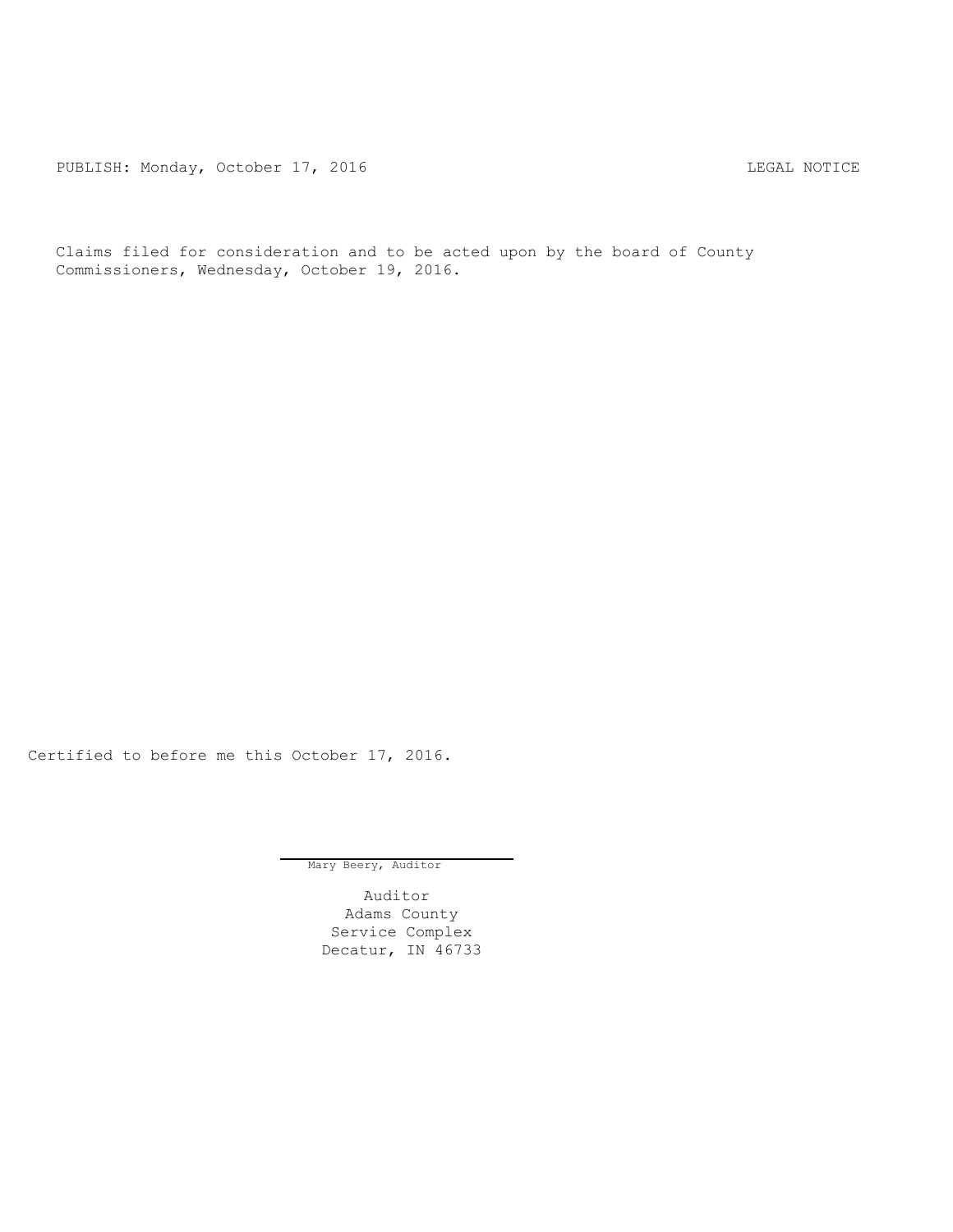PUBLISH: Monday, October 17, 2016 LEGAL NOTICE

Claims filed for consideration and to be acted upon by the board of County Commissioners, Wednesday, October 19, 2016.

Certified to before me this October 17, 2016.

Mary Beery, Auditor

Auditor
Adams County
Service Complex
Decatur, IN 46733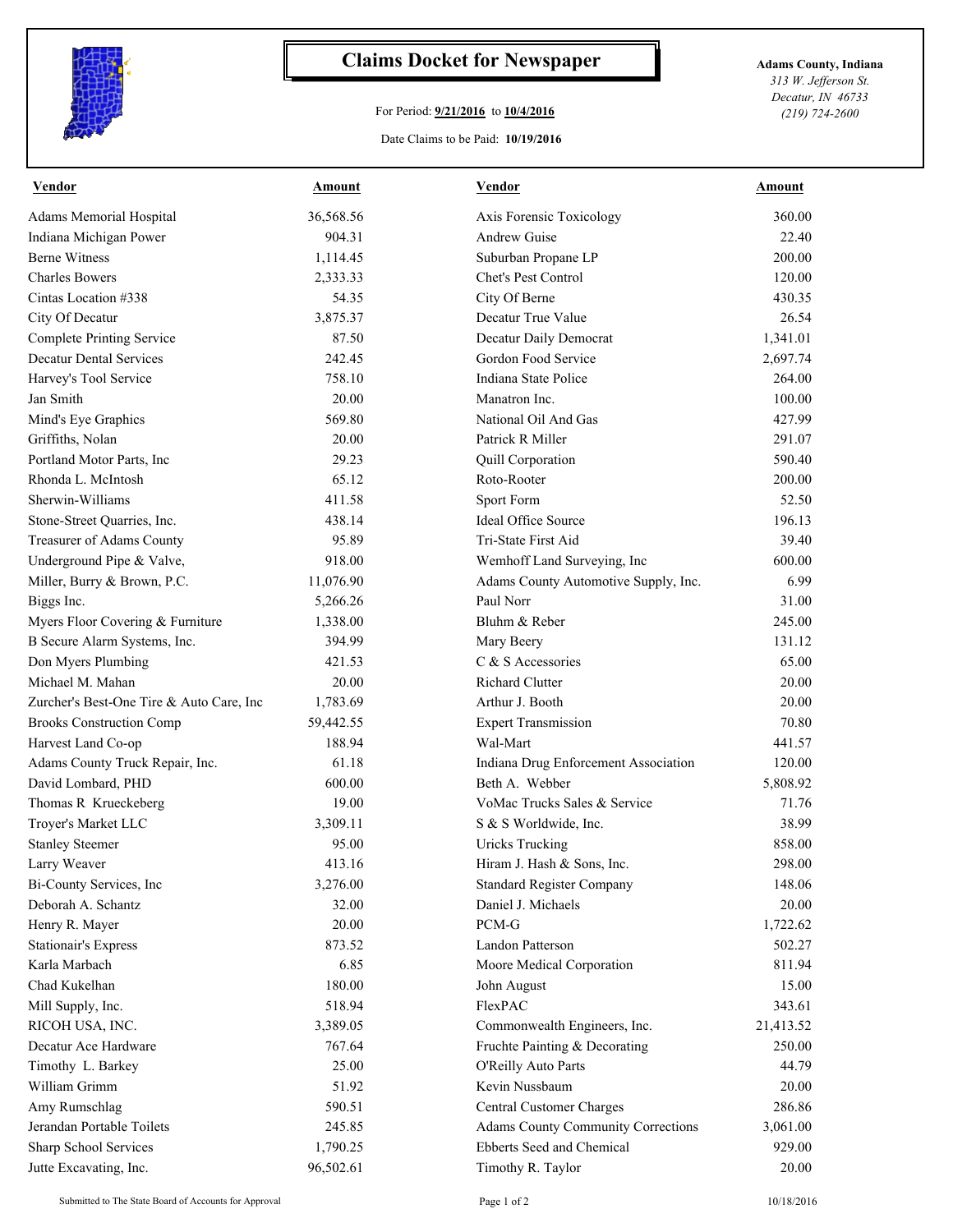# Claims Docket for Newspaper

For Period: **9/21/2016** to **10/4/2016**

Date Claims to be Paid: **10/19/2016**

**Adams County, Indiana**
*313 W. Jefferson St.*
*Decatur, IN 46733*
*(219) 724-2600*

| Vendor | Amount | Vendor | Amount |
|---|---|---|---|
| Adams Memorial Hospital | 36,568.56 | Axis Forensic Toxicology | 360.00 |
| Indiana Michigan Power | 904.31 | Andrew Guise | 22.40 |
| Berne Witness | 1,114.45 | Suburban Propane LP | 200.00 |
| Charles Bowers | 2,333.33 | Chet's Pest Control | 120.00 |
| Cintas Location #338 | 54.35 | City Of Berne | 430.35 |
| City Of Decatur | 3,875.37 | Decatur True Value | 26.54 |
| Complete Printing Service | 87.50 | Decatur Daily Democrat | 1,341.01 |
| Decatur Dental Services | 242.45 | Gordon Food Service | 2,697.74 |
| Harvey's Tool Service | 758.10 | Indiana State Police | 264.00 |
| Jan Smith | 20.00 | Manatron Inc. | 100.00 |
| Mind's Eye Graphics | 569.80 | National Oil And Gas | 427.99 |
| Griffiths, Nolan | 20.00 | Patrick R Miller | 291.07 |
| Portland Motor Parts, Inc | 29.23 | Quill Corporation | 590.40 |
| Rhonda L. McIntosh | 65.12 | Roto-Rooter | 200.00 |
| Sherwin-Williams | 411.58 | Sport Form | 52.50 |
| Stone-Street Quarries, Inc. | 438.14 | Ideal Office Source | 196.13 |
| Treasurer of Adams County | 95.89 | Tri-State First Aid | 39.40 |
| Underground Pipe & Valve, | 918.00 | Wemhoff Land Surveying, Inc | 600.00 |
| Miller, Burry & Brown, P.C. | 11,076.90 | Adams County Automotive Supply, Inc. | 6.99 |
| Biggs Inc. | 5,266.26 | Paul Norr | 31.00 |
| Myers Floor Covering & Furniture | 1,338.00 | Bluhm & Reber | 245.00 |
| B Secure Alarm Systems, Inc. | 394.99 | Mary Beery | 131.12 |
| Don Myers Plumbing | 421.53 | C & S Accessories | 65.00 |
| Michael M. Mahan | 20.00 | Richard Clutter | 20.00 |
| Zurcher's Best-One Tire & Auto Care, Inc | 1,783.69 | Arthur J. Booth | 20.00 |
| Brooks Construction Comp | 59,442.55 | Expert Transmission | 70.80 |
| Harvest Land Co-op | 188.94 | Wal-Mart | 441.57 |
| Adams County Truck Repair, Inc. | 61.18 | Indiana Drug Enforcement Association | 120.00 |
| David Lombard, PHD | 600.00 | Beth A. Webber | 5,808.92 |
| Thomas R Krueckeberg | 19.00 | VoMac Trucks Sales & Service | 71.76 |
| Troyer's Market LLC | 3,309.11 | S & S Worldwide, Inc. | 38.99 |
| Stanley Steemer | 95.00 | Uricks Trucking | 858.00 |
| Larry Weaver | 413.16 | Hiram J. Hash & Sons, Inc. | 298.00 |
| Bi-County Services, Inc | 3,276.00 | Standard Register Company | 148.06 |
| Deborah A. Schantz | 32.00 | Daniel J. Michaels | 20.00 |
| Henry R. Mayer | 20.00 | PCM-G | 1,722.62 |
| Stationair's Express | 873.52 | Landon Patterson | 502.27 |
| Karla Marbach | 6.85 | Moore Medical Corporation | 811.94 |
| Chad Kukelhan | 180.00 | John August | 15.00 |
| Mill Supply, Inc. | 518.94 | FlexPAC | 343.61 |
| RICOH USA, INC. | 3,389.05 | Commonwealth Engineers, Inc. | 21,413.52 |
| Decatur Ace Hardware | 767.64 | Fruchte Painting & Decorating | 250.00 |
| Timothy L. Barkey | 25.00 | O'Reilly Auto Parts | 44.79 |
| William Grimm | 51.92 | Kevin Nussbaum | 20.00 |
| Amy Rumschlag | 590.51 | Central Customer Charges | 286.86 |
| Jerandan Portable Toilets | 245.85 | Adams County Community Corrections | 3,061.00 |
| Sharp School Services | 1,790.25 | Ebberts Seed and Chemical | 929.00 |
| Jutte Excavating, Inc. | 96,502.61 | Timothy R. Taylor | 20.00 |

Submitted to The State Board of Accounts for Approval 10/18/2016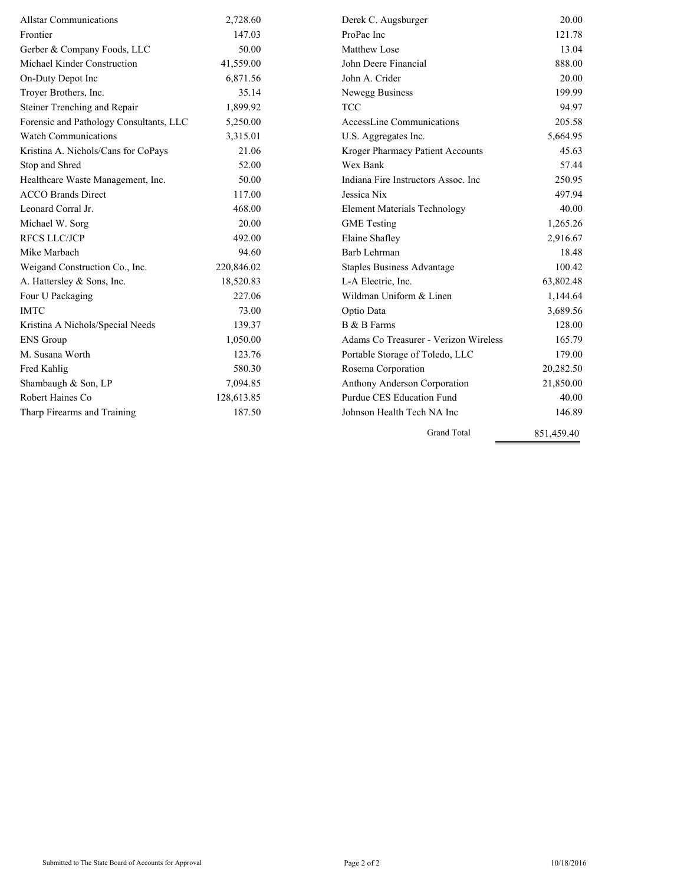| | |
|---|---|
| Allstar Communications | 2,728.60 |
| Frontier | 147.03 |
| Gerber & Company Foods, LLC | 50.00 |
| Michael Kinder Construction | 41,559.00 |
| On-Duty Depot Inc | 6,871.56 |
| Troyer Brothers, Inc. | 35.14 |
| Steiner Trenching and Repair | 1,899.92 |
| Forensic and Pathology Consultants, LLC | 5,250.00 |
| Watch Communications | 3,315.01 |
| Kristina A. Nichols/Cans for CoPays | 21.06 |
| Stop and Shred | 52.00 |
| Healthcare Waste Management, Inc. | 50.00 |
| ACCO Brands Direct | 117.00 |
| Leonard Corral Jr. | 468.00 |
| Michael W. Sorg | 20.00 |
| RFCS LLC/JCP | 492.00 |
| Mike Marbach | 94.60 |
| Weigand Construction Co., Inc. | 220,846.02 |
| A. Hattersley & Sons, Inc. | 18,520.83 |
| Four U Packaging | 227.06 |
| IMTC | 73.00 |
| Kristina A Nichols/Special Needs | 139.37 |
| ENS Group | 1,050.00 |
| M. Susana Worth | 123.76 |
| Fred Kahlig | 580.30 |
| Shambaugh & Son, LP | 7,094.85 |
| Robert Haines Co | 128,613.85 |
| Tharp Firearms and Training | 187.50 |
| Derek C. Augsburger | 20.00 |
| ProPac Inc | 121.78 |
| Matthew Lose | 13.04 |
| John Deere Financial | 888.00 |
| John A. Crider | 20.00 |
| Newegg Business | 199.99 |
| TCC | 94.97 |
| AccessLine Communications | 205.58 |
| U.S. Aggregates Inc. | 5,664.95 |
| Kroger Pharmacy Patient Accounts | 45.63 |
| Wex Bank | 57.44 |
| Indiana Fire Instructors Assoc. Inc | 250.95 |
| Jessica Nix | 497.94 |
| Element Materials Technology | 40.00 |
| GME Testing | 1,265.26 |
| Elaine Shafley | 2,916.67 |
| Barb Lehrman | 18.48 |
| Staples Business Advantage | 100.42 |
| L-A Electric, Inc. | 63,802.48 |
| Wildman Uniform & Linen | 1,144.64 |
| Optio Data | 3,689.56 |
| B & B Farms | 128.00 |
| Adams Co Treasurer - Verizon Wireless | 165.79 |
| Portable Storage of Toledo, LLC | 179.00 |
| Rosema Corporation | 20,282.50 |
| Anthony Anderson Corporation | 21,850.00 |
| Purdue CES Education Fund | 40.00 |
| Johnson Health Tech NA Inc | 146.89 |
| Grand Total | 851,459.40 |

Submitted to The State Board of Accounts for Approval

10/18/2016